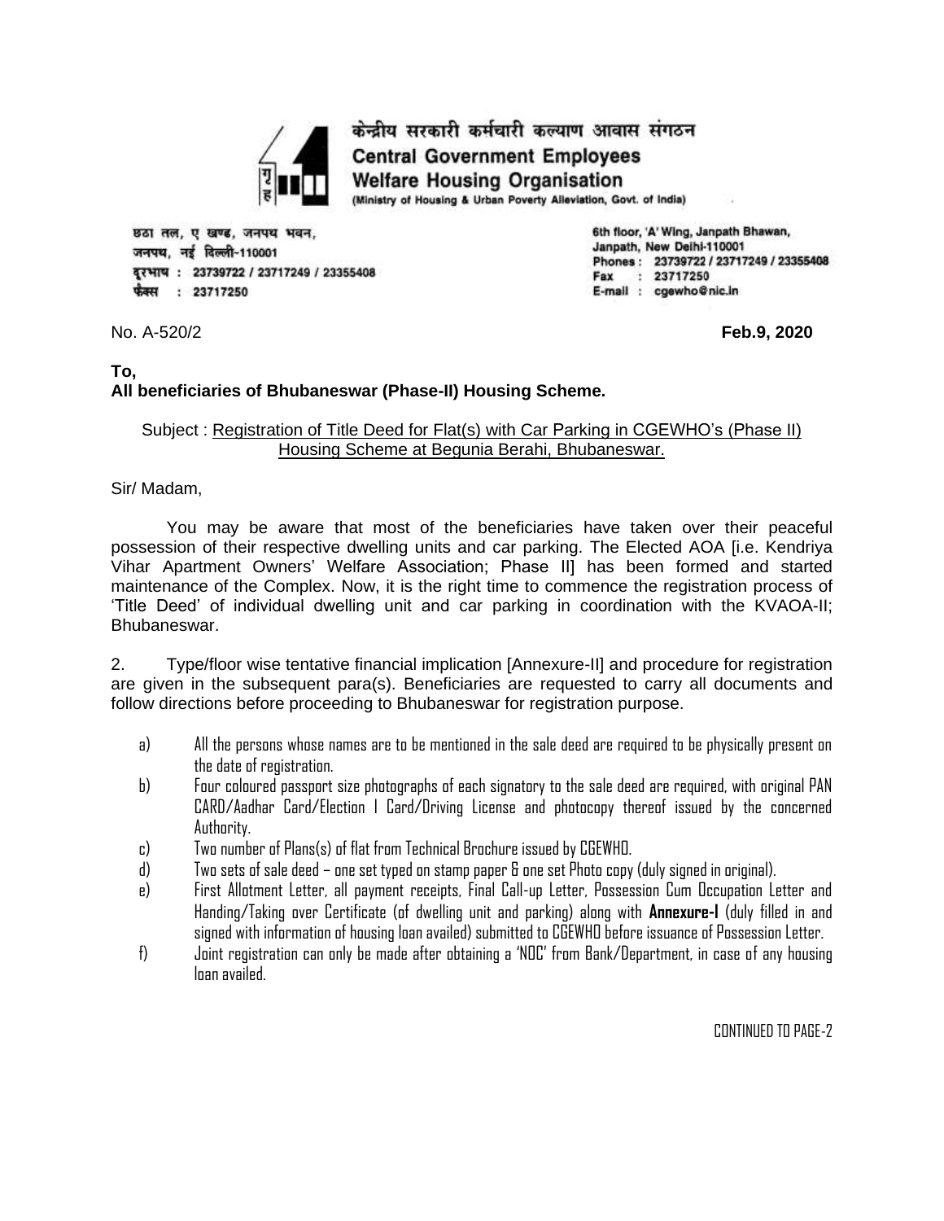केन्द्रीय सरकारी कर्मचारी कल्याण आवास संगठन

**Central Government Employees Welfare Housing Organisation**

(Ministry of Housing & Urban Poverty Alleviation, Govt. of India)

छठा तल, ए खण्ड, जनपथ भवन,
जनपथ, नई दिल्ली-110001
दूरभाष : 23739722 / 23717249 / 23355408
फैक्स : 23717250

6th floor, 'A' Wing, Janpath Bhawan,
Janpath, New Delhi-110001
Phones : 23739722 / 23717249 / 23355408
Fax : 23717250
E-mail : cgewho@nic.in

No. A-520/2 **Feb.9, 2020**

**To,**
**All beneficiaries of Bhubaneswar (Phase-II) Housing Scheme.**

Subject : Registration of Title Deed for Flat(s) with Car Parking in CGEWHO's (Phase II) Housing Scheme at Begunia Berahi, Bhubaneswar.

Sir/ Madam,

You may be aware that most of the beneficiaries have taken over their peaceful possession of their respective dwelling units and car parking. The Elected AOA [i.e. Kendriya Vihar Apartment Owners' Welfare Association; Phase II] has been formed and started maintenance of the Complex. Now, it is the right time to commence the registration process of 'Title Deed' of individual dwelling unit and car parking in coordination with the KVAOA-II; Bhubaneswar.

2. Type/floor wise tentative financial implication [Annexure-II] and procedure for registration are given in the subsequent para(s). Beneficiaries are requested to carry all documents and follow directions before proceeding to Bhubaneswar for registration purpose.

a) All the persons whose names are to be mentioned in the sale deed are required to be physically present on the date of registration.

b) Four coloured passport size photographs of each signatory to the sale deed are required, with original PAN CARD/Aadhar Card/Election I Card/Driving License and photocopy thereof issued by the concerned Authority.

c) Two number of Plans(s) of flat from Technical Brochure issued by CGEWHO.

d) Two sets of sale deed – one set typed on stamp paper & one set Photo copy (duly signed in original).

e) First Allotment Letter, all payment receipts, Final Call-up Letter, Possession Cum Occupation Letter and Handing/Taking over Certificate (of dwelling unit and parking) along with **Annexure-I** (duly filled in and signed with information of housing loan availed) submitted to CGEWHO before issuance of Possession Letter.

f) Joint registration can only be made after obtaining a 'NOC' from Bank/Department, in case of any housing loan availed.

CONTINUED TO PAGE-2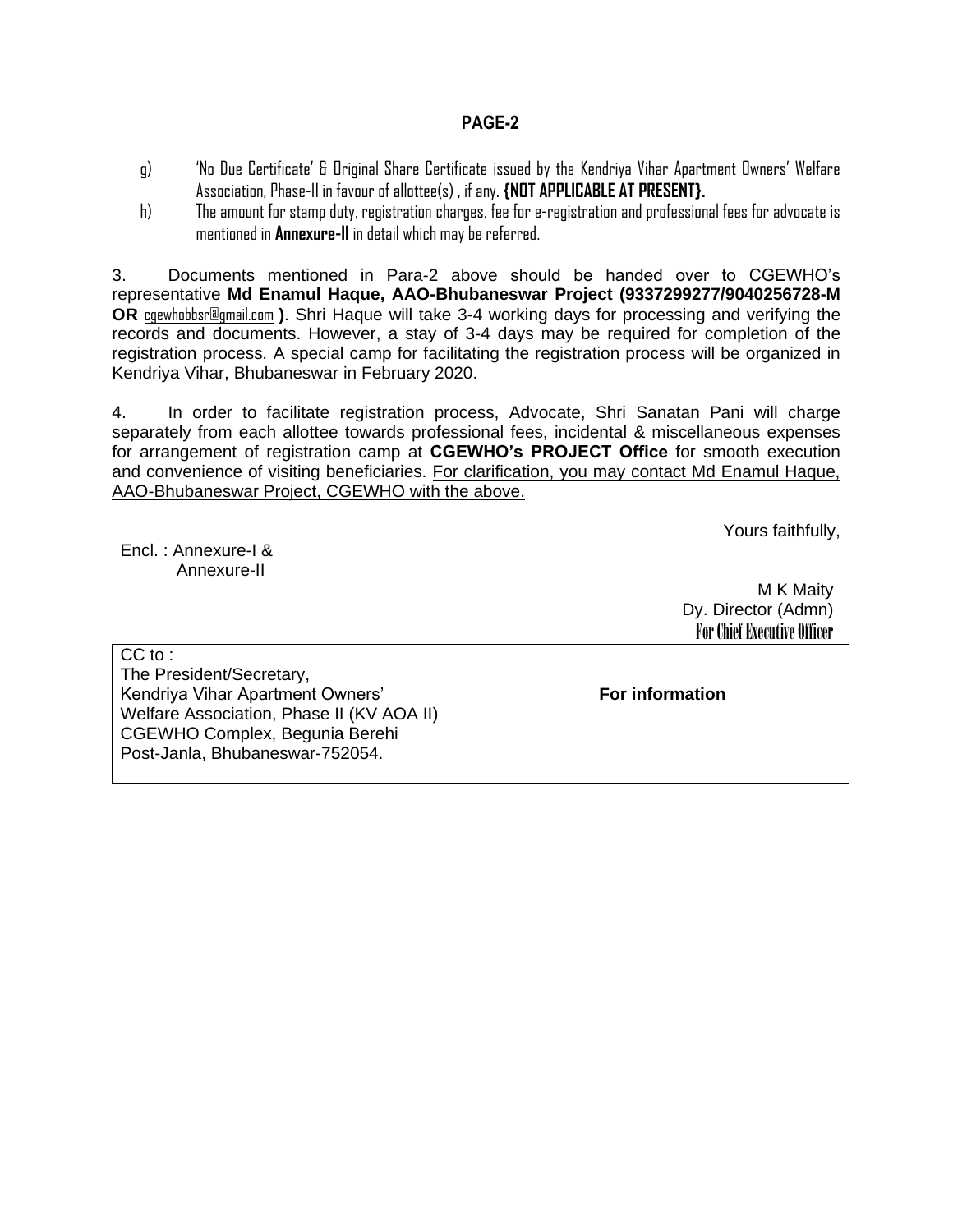**PAGE-2**

g) 'No Due Certificate' & Original Share Certificate issued by the Kendriya Vihar Apartment Owners' Welfare Association, Phase-II in favour of allottee(s) , if any. **{NOT APPLICABLE AT PRESENT}.**

h) The amount for stamp duty, registration charges, fee for e-registration and professional fees for advocate is mentioned in **Annexure-II** in detail which may be referred.

3. Documents mentioned in Para-2 above should be handed over to CGEWHO's representative **Md Enamul Haque, AAO-Bhubaneswar Project (9337299277/9040256728-M OR** cgewhobbsr@gmail.com **)**. Shri Haque will take 3-4 working days for processing and verifying the records and documents. However, a stay of 3-4 days may be required for completion of the registration process. A special camp for facilitating the registration process will be organized in Kendriya Vihar, Bhubaneswar in February 2020.

4. In order to facilitate registration process, Advocate, Shri Sanatan Pani will charge separately from each allottee towards professional fees, incidental & miscellaneous expenses for arrangement of registration camp at **CGEWHO's PROJECT Office** for smooth execution and convenience of visiting beneficiaries. <u>For clarification, you may contact Md Enamul Haque, AAO-Bhubaneswar Project, CGEWHO with the above.</u>

Yours faithfully,

Encl. : Annexure-I &
Annexure-II

M K Maity
Dy. Director (Admn)
**For Chief Executive Officer**

| CC to :<br>The President/Secretary,<br>Kendriya Vihar Apartment Owners' Welfare Association, Phase II (KV AOA II)<br>CGEWHO Complex, Begunia Berehi<br>Post-Janla, Bhubaneswar-752054. | **For information** |
|---|---|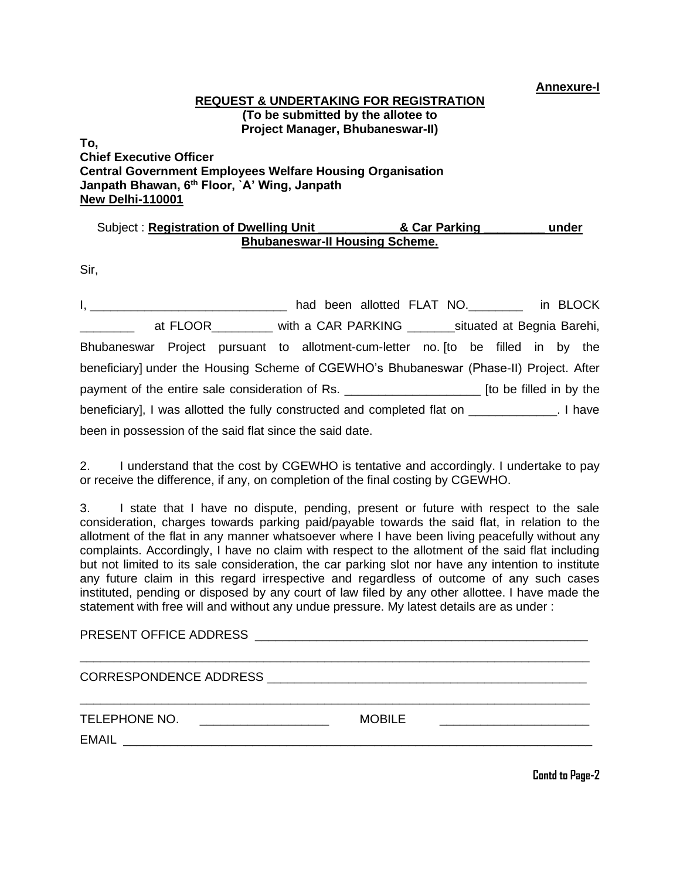**Annexure-I**

**REQUEST & UNDERTAKING FOR REGISTRATION**
**(To be submitted by the allotee to**
**Project Manager, Bhubaneswar-II)**

**To,**
**Chief Executive Officer**
**Central Government Employees Welfare Housing Organisation**
**Janpath Bhawan, 6th Floor, `A' Wing, Janpath**
**New Delhi-110001**

Subject : **Registration of Dwelling Unit ____________& Car Parking _________ under Bhubaneswar-II Housing Scheme.**

Sir,

I, _____________________________ had been allotted FLAT NO.________ in BLOCK ________ at FLOOR_________ with a CAR PARKING _______situated at Begnia Barehi, Bhubaneswar Project pursuant to allotment-cum-letter no. [to be filled in by the beneficiary] under the Housing Scheme of CGEWHO's Bhubaneswar (Phase-II) Project. After payment of the entire sale consideration of Rs. ____________________ [to be filled in by the beneficiary], I was allotted the fully constructed and completed flat on _____________. I have been in possession of the said flat since the said date.

2. I understand that the cost by CGEWHO is tentative and accordingly. I undertake to pay or receive the difference, if any, on completion of the final costing by CGEWHO.

3. I state that I have no dispute, pending, present or future with respect to the sale consideration, charges towards parking paid/payable towards the said flat, in relation to the allotment of the flat in any manner whatsoever where I have been living peacefully without any complaints. Accordingly, I have no claim with respect to the allotment of the said flat including but not limited to its sale consideration, the car parking slot nor have any intention to institute any future claim in this regard irrespective and regardless of outcome of any such cases instituted, pending or disposed by any court of law filed by any other allottee. I have made the statement with free will and without any undue pressure. My latest details are as under :

PRESENT OFFICE ADDRESS ___________________________________________________

______________________________________________________________________________

CORRESPONDENCE ADDRESS _________________________________________________

______________________________________________________________________________

TELEPHONE NO. ___________________ MOBILE ______________________

EMAIL ________________________________________________________________________

**Contd to Page-2**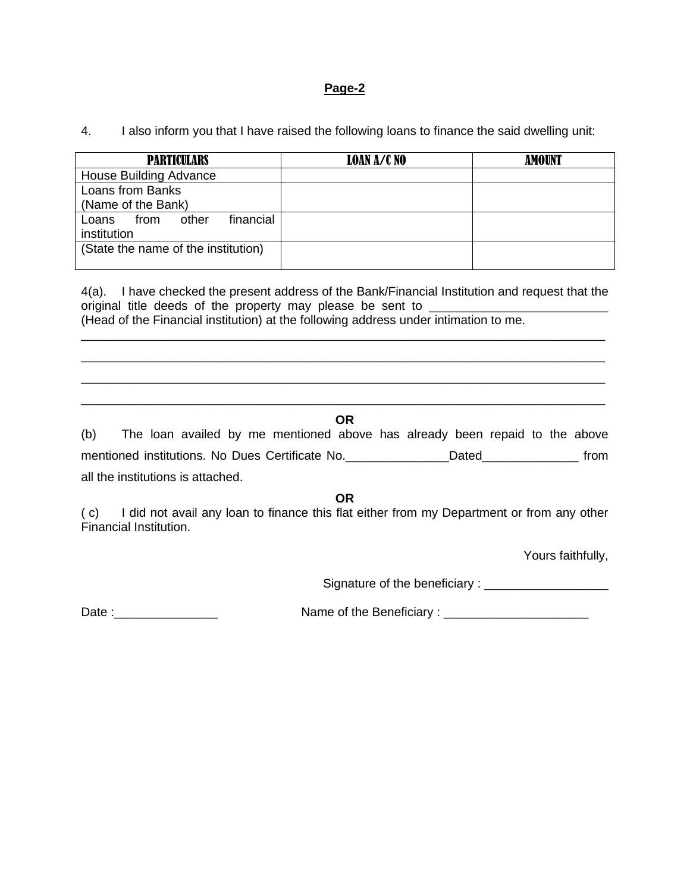**Page-2**

4. I also inform you that I have raised the following loans to finance the said dwelling unit:

| PARTICULARS | LOAN A/C NO | AMOUNT |
|---|---|---|
| House Building Advance | | |
| Loans from Banks<br>(Name of the Bank) | | |
| Loans from other financial institution | | |
| (State the name of the institution) | | |

4(a). I have checked the present address of the Bank/Financial Institution and request that the original title deeds of the property may please be sent to __________________________ (Head of the Financial institution) at the following address under intimation to me.

_______________________________________________________________________________

_______________________________________________________________________________

_______________________________________________________________________________

_______________________________________________________________________________

**OR**

(b) The loan availed by me mentioned above has already been repaid to the above mentioned institutions. No Dues Certificate No._______________Dated______________ from all the institutions is attached.

**OR**

( c) I did not avail any loan to finance this flat either from my Department or from any other Financial Institution.

Yours faithfully,

Signature of the beneficiary : __________________

Date :_______________

Name of the Beneficiary : _____________________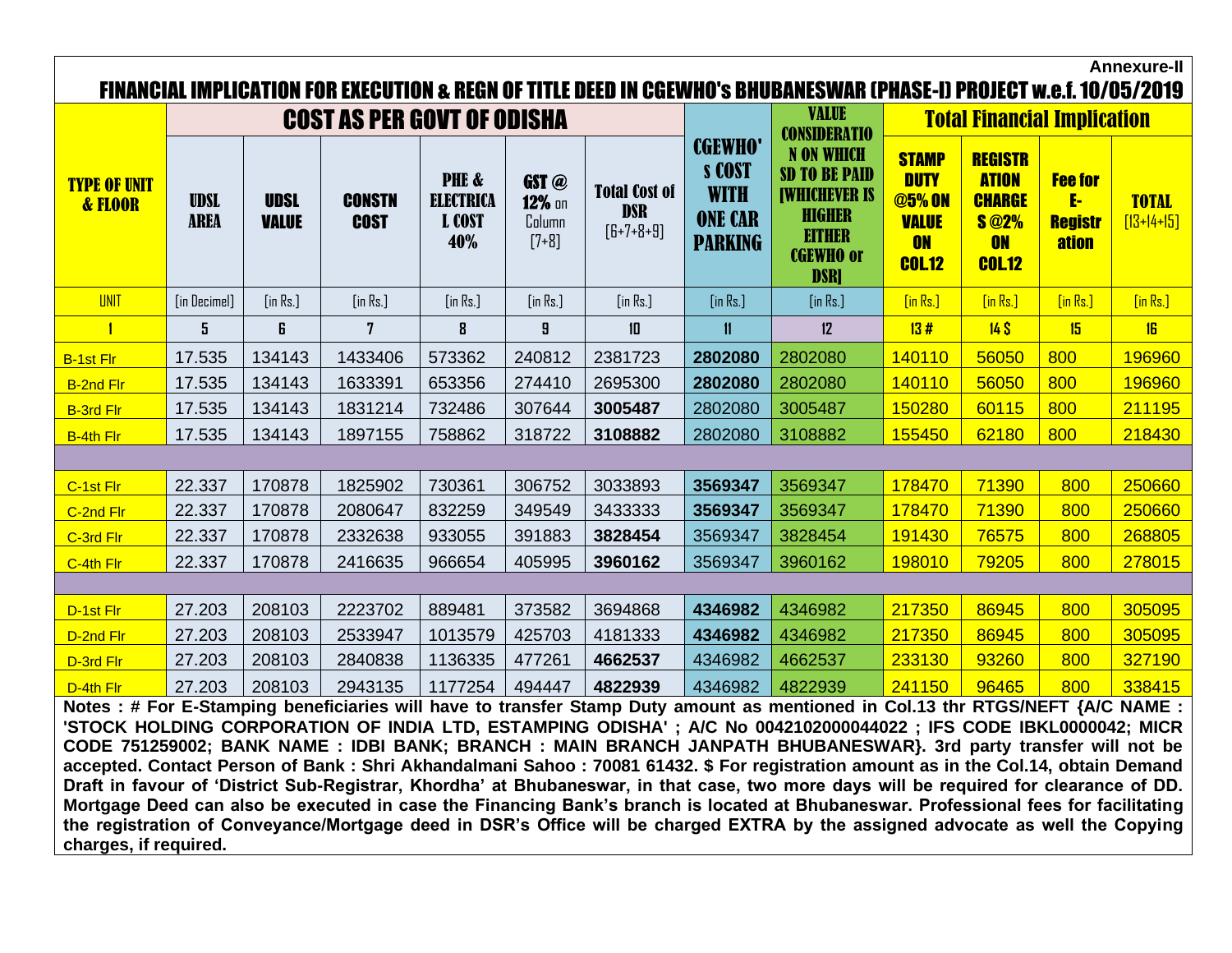**Annexure-II**

## FINANCIAL IMPLICATION FOR EXECUTION & REGN OF TITLE DEED IN CGEWHO's BHUBANESWAR (PHASE-I) PROJECT w.e.f. 10/05/2019

| TYPE OF UNIT & FLOOR | COST AS PER GOVT OF ODISHA | | | | | | CGEWHO'S COST WITH ONE CAR PARKING | VALUE CONSIDERATION ON WHICH SD TO BE PAID [WHICHEVER IS HIGHER EITHER CGEWHO or DSR] | Total Financial Implication | | | |
|---|---|---|---|---|---|---|---|---|---|---|---|---|
| | UDSL AREA | UDSL VALUE | CONSTN COST | PHE & ELECTRICAL COST 40% | GST @ 12% on Column [7+8] | Total Cost of DSR [6+7+8+9] | | | STAMP DUTY @5% ON VALUE ON COL.12 | REGISTRATION CHARGES @2% ON COL.12 | Fee for E-Registration | TOTAL [13+14+15] |
| UNIT | [in Decimel] | [in Rs.] | [in Rs.] | [in Rs.] | [in Rs.] | [in Rs.] | [in Rs.] | [in Rs.] | [in Rs.] | [in Rs.] | [in Rs.] | [in Rs.] |
| 1 | 5 | 6 | 7 | 8 | 9 | 10 | 11 | 12 | 13 # | 14 $ | 15 | 16 |
| B-1st Flr | 17.535 | 134143 | 1433406 | 573362 | 240812 | 2381723 | **2802080** | 2802080 | 140110 | 56050 | 800 | 196960 |
| B-2nd Flr | 17.535 | 134143 | 1633391 | 653356 | 274410 | 2695300 | **2802080** | 2802080 | 140110 | 56050 | 800 | 196960 |
| B-3rd Flr | 17.535 | 134143 | 1831214 | 732486 | 307644 | **3005487** | 2802080 | 3005487 | 150280 | 60115 | 800 | 211195 |
| B-4th Flr | 17.535 | 134143 | 1897155 | 758862 | 318722 | **3108882** | 2802080 | 3108882 | 155450 | 62180 | 800 | 218430 |
| | | | | | | | | | | | | |
| C-1st Flr | 22.337 | 170878 | 1825902 | 730361 | 306752 | 3033893 | **3569347** | 3569347 | 178470 | 71390 | 800 | 250660 |
| C-2nd Flr | 22.337 | 170878 | 2080647 | 832259 | 349549 | 3433333 | **3569347** | 3569347 | 178470 | 71390 | 800 | 250660 |
| C-3rd Flr | 22.337 | 170878 | 2332638 | 933055 | 391883 | **3828454** | 3569347 | 3828454 | 191430 | 76575 | 800 | 268805 |
| C-4th Flr | 22.337 | 170878 | 2416635 | 966654 | 405995 | **3960162** | 3569347 | 3960162 | 198010 | 79205 | 800 | 278015 |
| | | | | | | | | | | | | |
| D-1st Flr | 27.203 | 208103 | 2223702 | 889481 | 373582 | 3694868 | **4346982** | 4346982 | 217350 | 86945 | 800 | 305095 |
| D-2nd Flr | 27.203 | 208103 | 2533947 | 1013579 | 425703 | 4181333 | **4346982** | 4346982 | 217350 | 86945 | 800 | 305095 |
| D-3rd Flr | 27.203 | 208103 | 2840838 | 1136335 | 477261 | **4662537** | 4346982 | 4662537 | 233130 | 93260 | 800 | 327190 |
| D-4th Flr | 27.203 | 208103 | 2943135 | 1177254 | 494447 | **4822939** | 4346982 | 4822939 | 241150 | 96465 | 800 | 338415 |

**Notes : # For E-Stamping beneficiaries will have to transfer Stamp Duty amount as mentioned in Col.13 thr RTGS/NEFT {A/C NAME : 'STOCK HOLDING CORPORATION OF INDIA LTD, ESTAMPING ODISHA' ; A/C No 0042102000044022 ; IFS CODE IBKL0000042; MICR CODE 751259002; BANK NAME : IDBI BANK; BRANCH : MAIN BRANCH JANPATH BHUBANESWAR}. 3rd party transfer will not be accepted. Contact Person of Bank : Shri Akhandalmani Sahoo : 70081 61432. $ For registration amount as in the Col.14, obtain Demand Draft in favour of 'District Sub-Registrar, Khordha' at Bhubaneswar, in that case, two more days will be required for clearance of DD. Mortgage Deed can also be executed in case the Financing Bank's branch is located at Bhubaneswar. Professional fees for facilitating the registration of Conveyance/Mortgage deed in DSR's Office will be charged EXTRA by the assigned advocate as well the Copying charges, if required.**